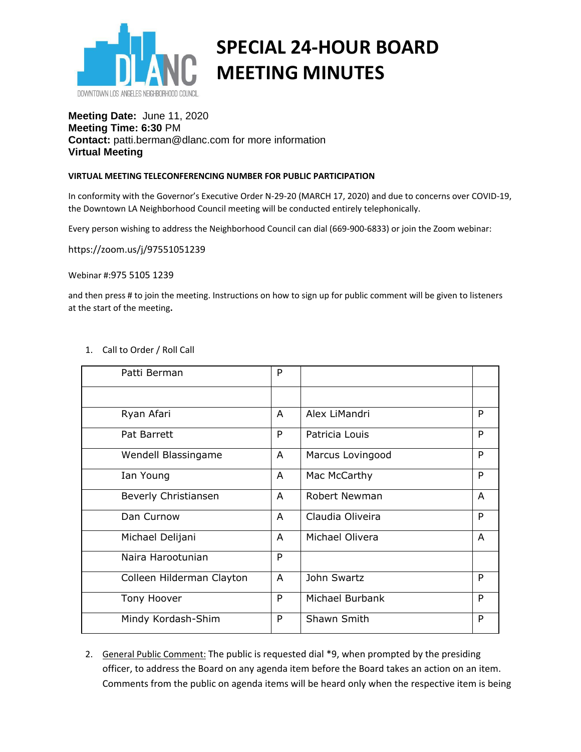# SPECIAL 24-HOUR BOARD MEETING MINUTES

DOWNTOWN LOS ANGELES NEIGHBORHOOD COUNCIL

**Meeting Date:** June 11, 2020
**Meeting Time: 6:30** PM
**Contact:** patti.berman@dlanc.com for more information
**Virtual Meeting**

**VIRTUAL MEETING TELECONFERENCING NUMBER FOR PUBLIC PARTICIPATION**

In conformity with the Governor's Executive Order N-29-20 (MARCH 17, 2020) and due to concerns over COVID-19, the Downtown LA Neighborhood Council meeting will be conducted entirely telephonically.

Every person wishing to address the Neighborhood Council can dial (669-900-6833) or join the Zoom webinar:

https://zoom.us/j/97551051239

Webinar #:975 5105 1239

and then press # to join the meeting. Instructions on how to sign up for public comment will be given to listeners at the start of the meeting.

1. Call to Order / Roll Call

| Patti Berman | P | | |
|---|---|---|---|
| | | | |
| Ryan Afari | A | Alex LiMandri | P |
| Pat Barrett | P | Patricia Louis | P |
| Wendell Blassingame | A | Marcus Lovingood | P |
| Ian Young | A | Mac McCarthy | P |
| Beverly Christiansen | A | Robert Newman | A |
| Dan Curnow | A | Claudia Oliveira | P |
| Michael Delijani | A | Michael Olivera | A |
| Naira Harootunian | P | | |
| Colleen Hilderman Clayton | A | John Swartz | P |
| Tony Hoover | P | Michael Burbank | P |
| Mindy Kordash-Shim | P | Shawn Smith | P |

2. General Public Comment: The public is requested dial *9, when prompted by the presiding officer, to address the Board on any agenda item before the Board takes an action on an item. Comments from the public on agenda items will be heard only when the respective item is being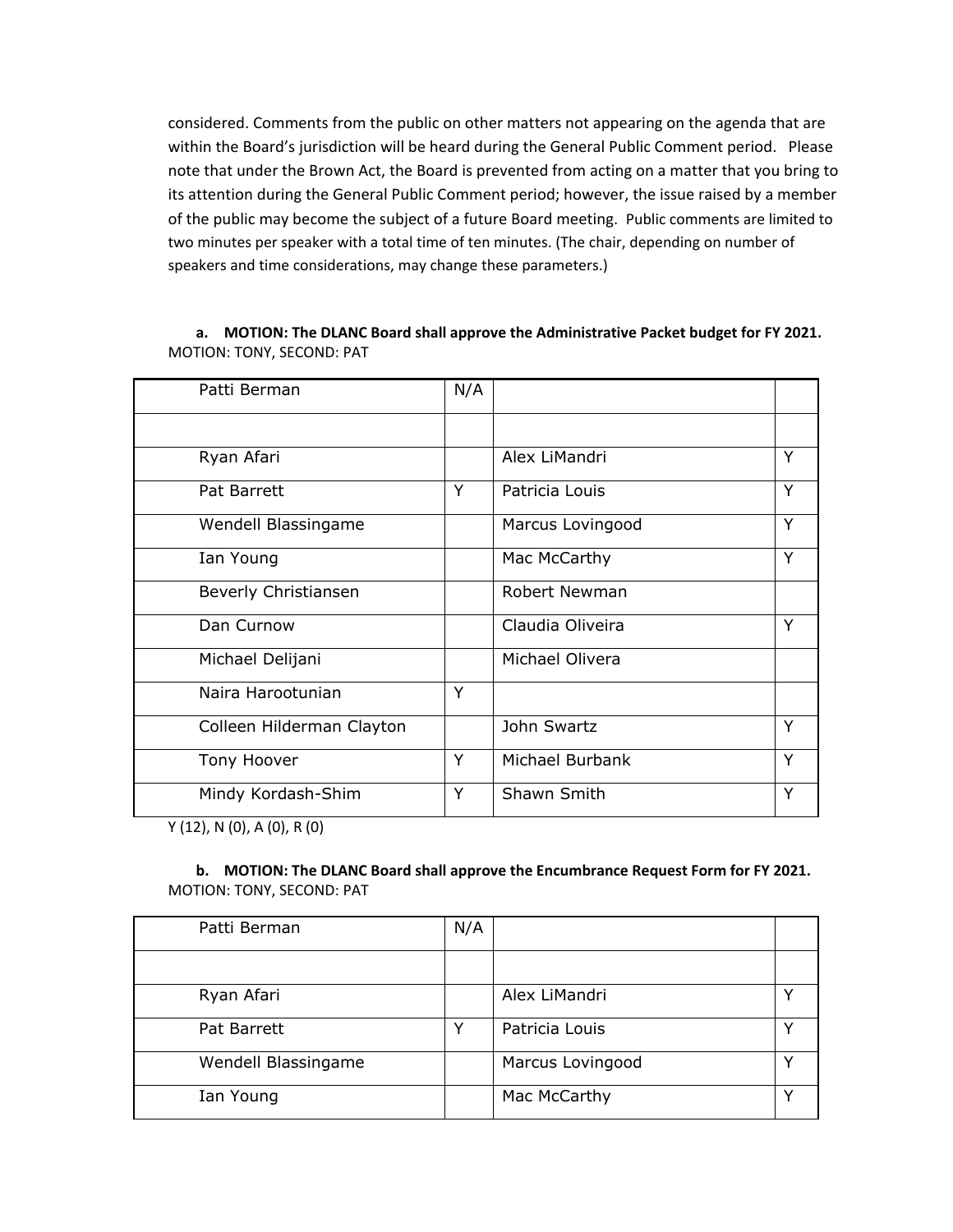considered. Comments from the public on other matters not appearing on the agenda that are within the Board's jurisdiction will be heard during the General Public Comment period. Please note that under the Brown Act, the Board is prevented from acting on a matter that you bring to its attention during the General Public Comment period; however, the issue raised by a member of the public may become the subject of a future Board meeting. Public comments are limited to two minutes per speaker with a total time of ten minutes. (The chair, depending on number of speakers and time considerations, may change these parameters.)

a. **MOTION: The DLANC Board shall approve the Administrative Packet budget for FY 2021.**
MOTION: TONY, SECOND: PAT

| Patti Berman | N/A | | |
|---|---|---|---|
| | | | |
| Ryan Afari | | Alex LiMandri | Y |
| Pat Barrett | Y | Patricia Louis | Y |
| Wendell Blassingame | | Marcus Lovingood | Y |
| Ian Young | | Mac McCarthy | Y |
| Beverly Christiansen | | Robert Newman | |
| Dan Curnow | | Claudia Oliveira | Y |
| Michael Delijani | | Michael Olivera | |
| Naira Harootunian | Y | | |
| Colleen Hilderman Clayton | | John Swartz | Y |
| Tony Hoover | Y | Michael Burbank | Y |
| Mindy Kordash-Shim | Y | Shawn Smith | Y |

Y (12), N (0), A (0), R (0)

b. **MOTION: The DLANC Board shall approve the Encumbrance Request Form for FY 2021.**
MOTION: TONY, SECOND: PAT

| Patti Berman | N/A | | |
|---|---|---|---|
| | | | |
| Ryan Afari | | Alex LiMandri | Y |
| Pat Barrett | Y | Patricia Louis | Y |
| Wendell Blassingame | | Marcus Lovingood | Y |
| Ian Young | | Mac McCarthy | Y |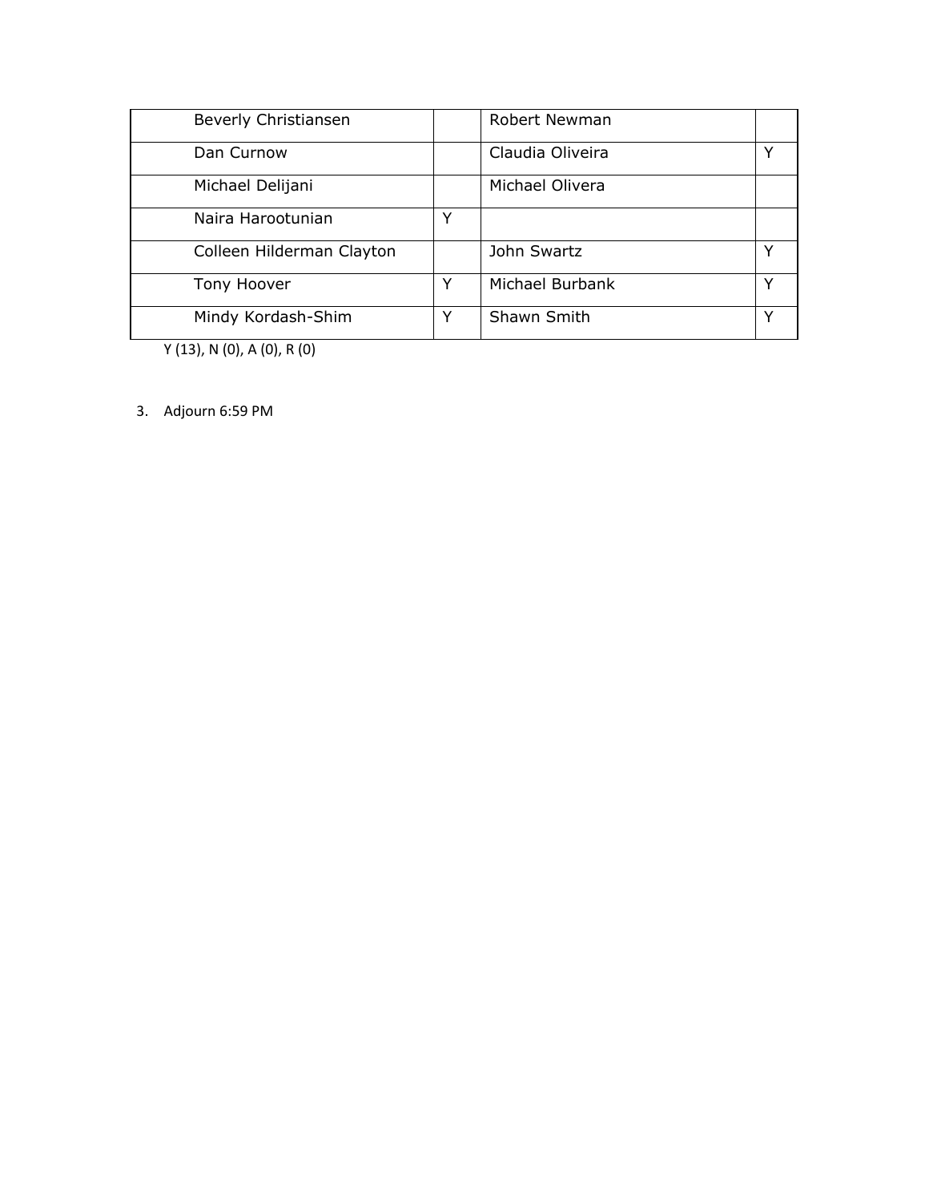| Beverly Christiansen | | Robert Newman | |
|---|---|---|---|
| Dan Curnow | | Claudia Oliveira | Y |
| Michael Delijani | | Michael Olivera | |
| Naira Harootunian | Y | | |
| Colleen Hilderman Clayton | | John Swartz | Y |
| Tony Hoover | Y | Michael Burbank | Y |
| Mindy Kordash-Shim | Y | Shawn Smith | Y |

Y (13), N (0), A (0), R (0)

3. Adjourn 6:59 PM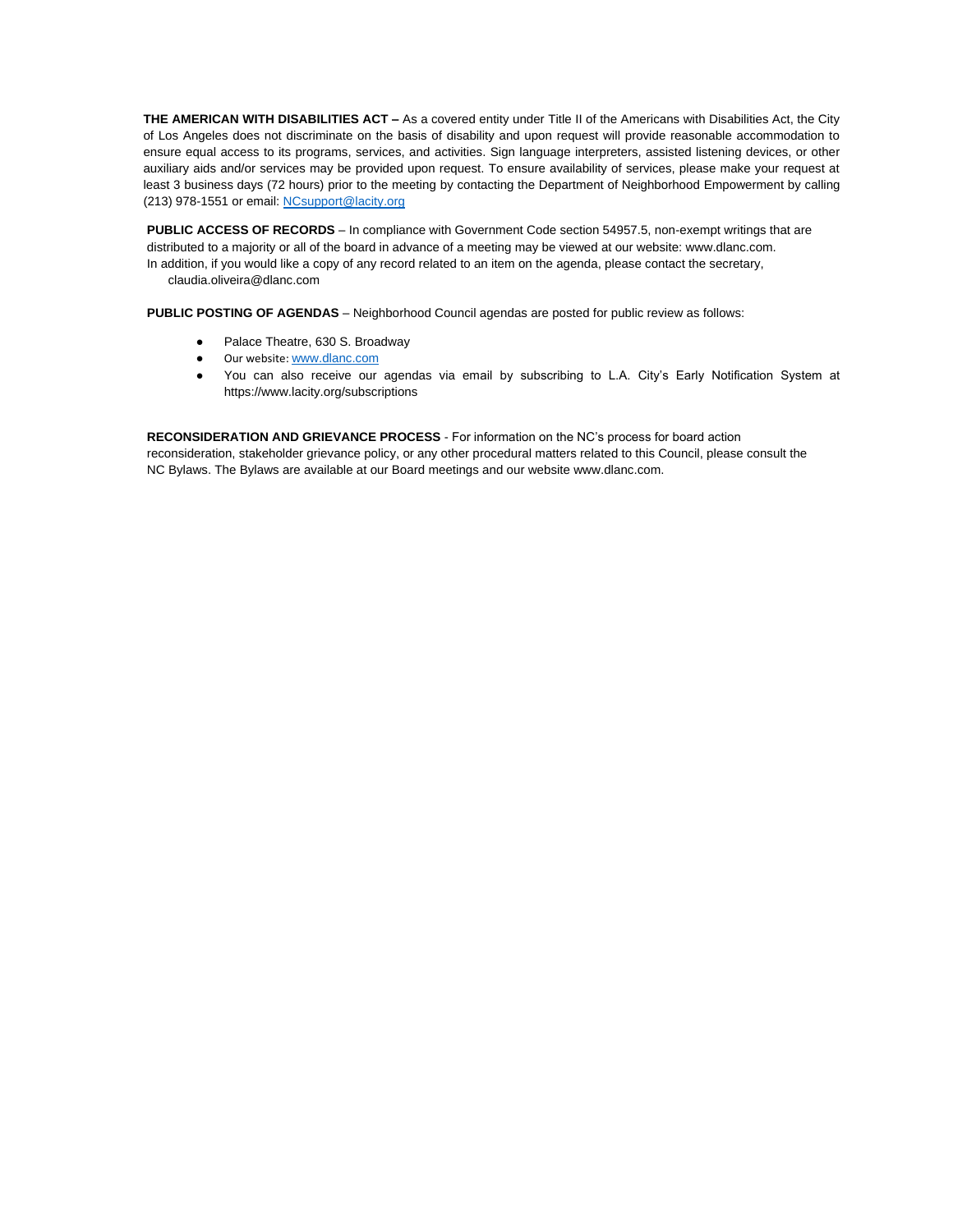**THE AMERICAN WITH DISABILITIES ACT –** As a covered entity under Title II of the Americans with Disabilities Act, the City of Los Angeles does not discriminate on the basis of disability and upon request will provide reasonable accommodation to ensure equal access to its programs, services, and activities. Sign language interpreters, assisted listening devices, or other auxiliary aids and/or services may be provided upon request. To ensure availability of services, please make your request at least 3 business days (72 hours) prior to the meeting by contacting the Department of Neighborhood Empowerment by calling (213) 978-1551 or email: NCsupport@lacity.org

**PUBLIC ACCESS OF RECORDS** – In compliance with Government Code section 54957.5, non-exempt writings that are distributed to a majority or all of the board in advance of a meeting may be viewed at our website: www.dlanc.com. In addition, if you would like a copy of any record related to an item on the agenda, please contact the secretary, claudia.oliveira@dlanc.com

**PUBLIC POSTING OF AGENDAS** – Neighborhood Council agendas are posted for public review as follows:

- Palace Theatre, 630 S. Broadway
- Our website: www.dlanc.com
- You can also receive our agendas via email by subscribing to L.A. City's Early Notification System at https://www.lacity.org/subscriptions

**RECONSIDERATION AND GRIEVANCE PROCESS** - For information on the NC's process for board action reconsideration, stakeholder grievance policy, or any other procedural matters related to this Council, please consult the NC Bylaws. The Bylaws are available at our Board meetings and our website www.dlanc.com.